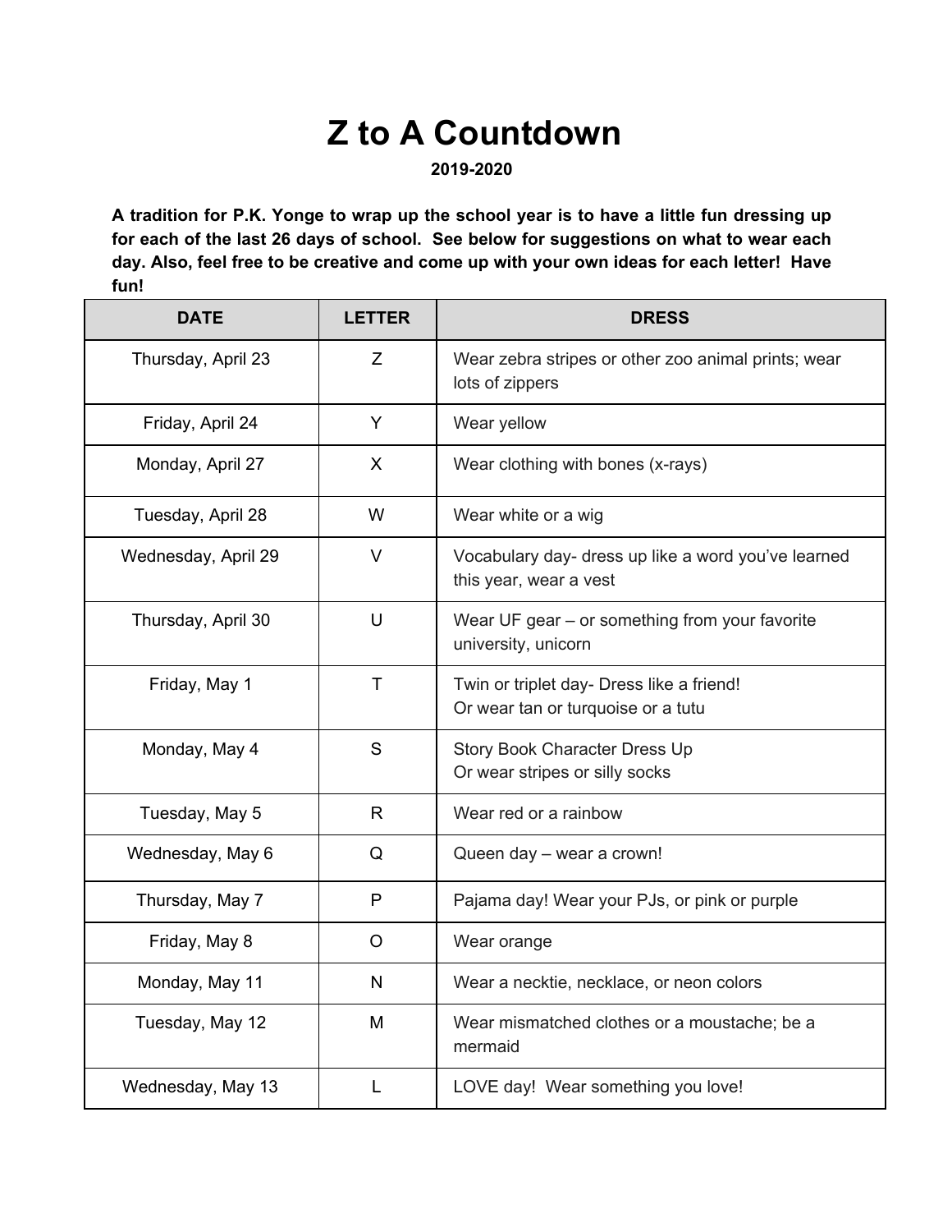# Z to A Countdown

**2019-2020**

**A tradition for P.K. Yonge to wrap up the school year is to have a little fun dressing up for each of the last 26 days of school. See below for suggestions on what to wear each day. Also, feel free to be creative and come up with your own ideas for each letter! Have fun!**

| DATE | LETTER | DRESS |
|---|---|---|
| Thursday, April 23 | Z | Wear zebra stripes or other zoo animal prints; wear lots of zippers |
| Friday, April 24 | Y | Wear yellow |
| Monday, April 27 | X | Wear clothing with bones (x-rays) |
| Tuesday, April 28 | W | Wear white or a wig |
| Wednesday, April 29 | V | Vocabulary day- dress up like a word you've learned this year, wear a vest |
| Thursday, April 30 | U | Wear UF gear – or something from your favorite university, unicorn |
| Friday, May 1 | T | Twin or triplet day- Dress like a friend! Or wear tan or turquoise or a tutu |
| Monday, May 4 | S | Story Book Character Dress Up Or wear stripes or silly socks |
| Tuesday, May 5 | R | Wear red or a rainbow |
| Wednesday, May 6 | Q | Queen day – wear a crown! |
| Thursday, May 7 | P | Pajama day! Wear your PJs, or pink or purple |
| Friday, May 8 | O | Wear orange |
| Monday, May 11 | N | Wear a necktie, necklace, or neon colors |
| Tuesday, May 12 | M | Wear mismatched clothes or a moustache; be a mermaid |
| Wednesday, May 13 | L | LOVE day! Wear something you love! |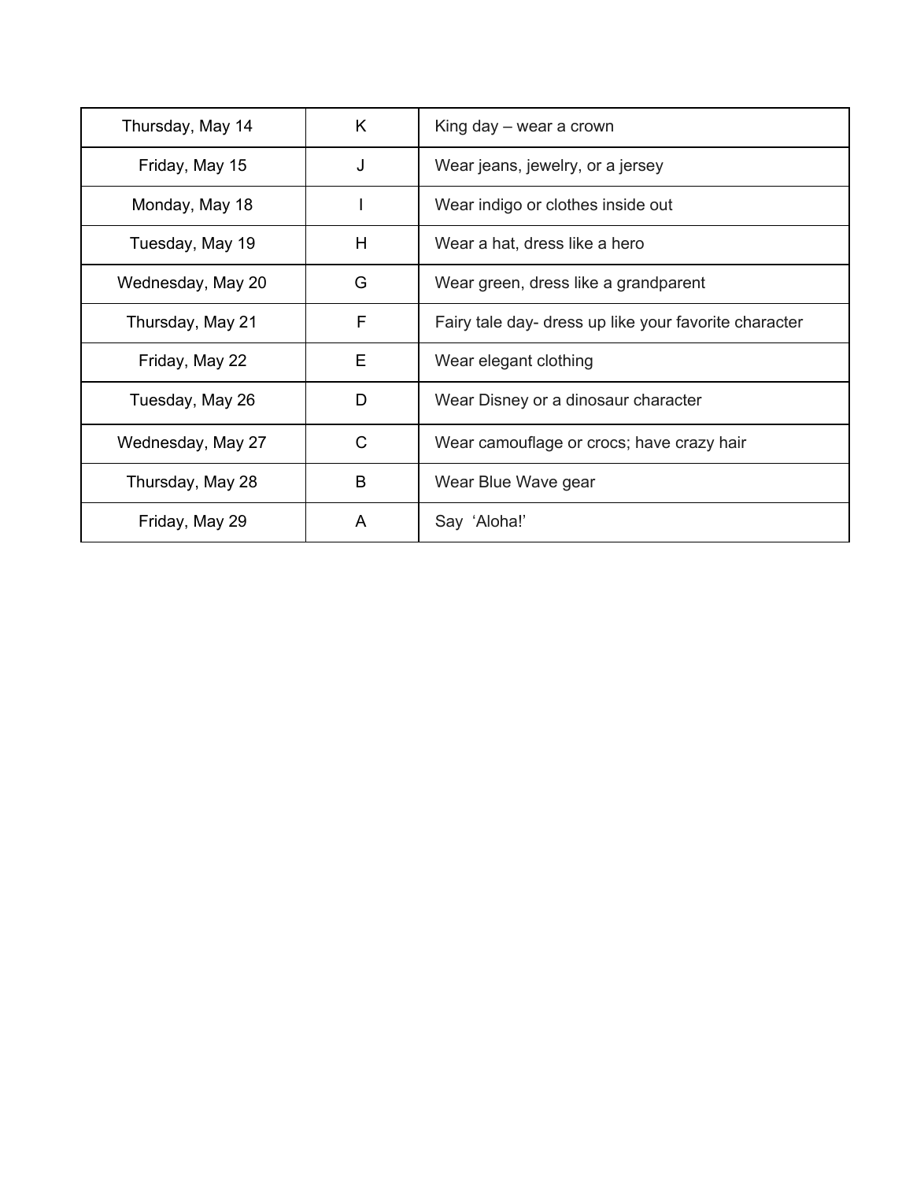| | | |
|---|---|---|
| Thursday, May 14 | K | King day – wear a crown |
| Friday, May 15 | J | Wear jeans, jewelry, or a jersey |
| Monday, May 18 | I | Wear indigo or clothes inside out |
| Tuesday, May 19 | H | Wear a hat, dress like a hero |
| Wednesday, May 20 | G | Wear green, dress like a grandparent |
| Thursday, May 21 | F | Fairy tale day- dress up like your favorite character |
| Friday, May 22 | E | Wear elegant clothing |
| Tuesday, May 26 | D | Wear Disney or a dinosaur character |
| Wednesday, May 27 | C | Wear camouflage or crocs; have crazy hair |
| Thursday, May 28 | B | Wear Blue Wave gear |
| Friday, May 29 | A | Say 'Aloha!' |